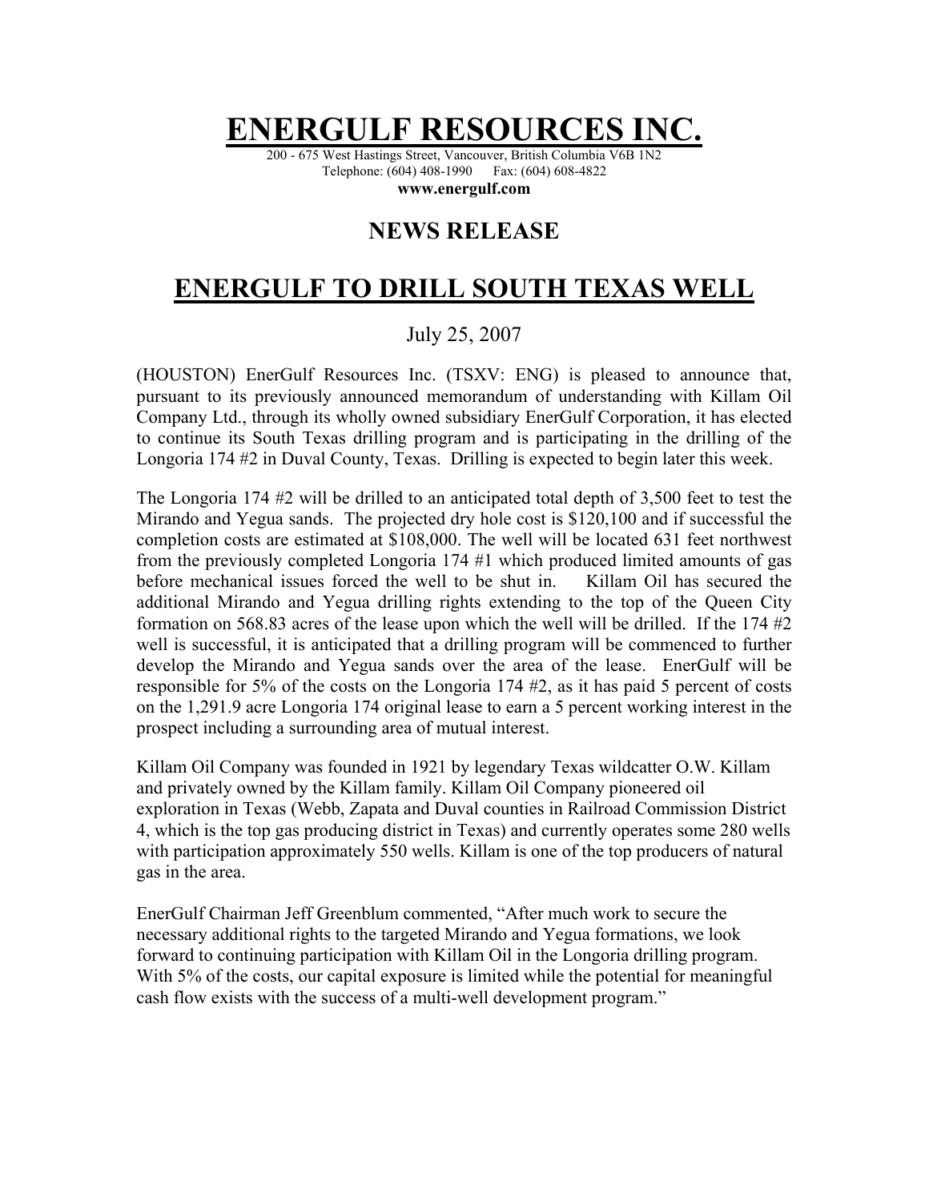# ENERGULF RESOURCES INC.

200 - 675 West Hastings Street, Vancouver, British Columbia V6B 1N2
Telephone: (604) 408-1990 Fax: (604) 608-4822
**www.energulf.com**

## NEWS RELEASE

## ENERGULF TO DRILL SOUTH TEXAS WELL

July 25, 2007

(HOUSTON) EnerGulf Resources Inc. (TSXV: ENG) is pleased to announce that, pursuant to its previously announced memorandum of understanding with Killam Oil Company Ltd., through its wholly owned subsidiary EnerGulf Corporation, it has elected to continue its South Texas drilling program and is participating in the drilling of the Longoria 174 #2 in Duval County, Texas. Drilling is expected to begin later this week.

The Longoria 174 #2 will be drilled to an anticipated total depth of 3,500 feet to test the Mirando and Yegua sands. The projected dry hole cost is $120,100 and if successful the completion costs are estimated at $108,000. The well will be located 631 feet northwest from the previously completed Longoria 174 #1 which produced limited amounts of gas before mechanical issues forced the well to be shut in. Killam Oil has secured the additional Mirando and Yegua drilling rights extending to the top of the Queen City formation on 568.83 acres of the lease upon which the well will be drilled. If the 174 #2 well is successful, it is anticipated that a drilling program will be commenced to further develop the Mirando and Yegua sands over the area of the lease. EnerGulf will be responsible for 5% of the costs on the Longoria 174 #2, as it has paid 5 percent of costs on the 1,291.9 acre Longoria 174 original lease to earn a 5 percent working interest in the prospect including a surrounding area of mutual interest.

Killam Oil Company was founded in 1921 by legendary Texas wildcatter O.W. Killam and privately owned by the Killam family. Killam Oil Company pioneered oil exploration in Texas (Webb, Zapata and Duval counties in Railroad Commission District 4, which is the top gas producing district in Texas) and currently operates some 280 wells with participation approximately 550 wells. Killam is one of the top producers of natural gas in the area.

EnerGulf Chairman Jeff Greenblum commented, "After much work to secure the necessary additional rights to the targeted Mirando and Yegua formations, we look forward to continuing participation with Killam Oil in the Longoria drilling program. With 5% of the costs, our capital exposure is limited while the potential for meaningful cash flow exists with the success of a multi-well development program."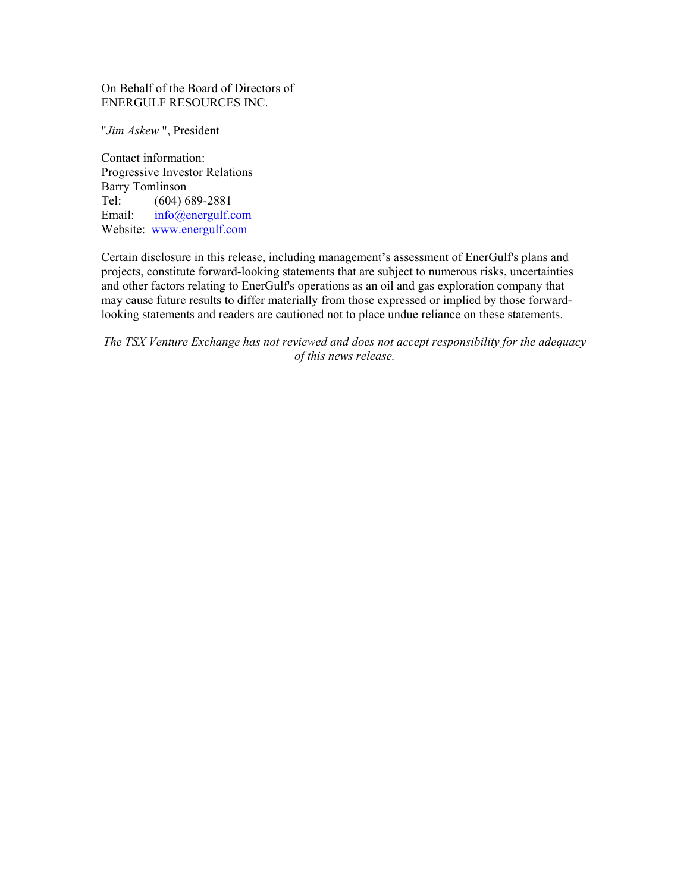On Behalf of the Board of Directors of
ENERGULF RESOURCES INC.

"*Jim Askew* ", President

Contact information:
Progressive Investor Relations
Barry Tomlinson
Tel: (604) 689-2881
Email: info@energulf.com
Website: www.energulf.com

Certain disclosure in this release, including management's assessment of EnerGulf's plans and projects, constitute forward-looking statements that are subject to numerous risks, uncertainties and other factors relating to EnerGulf's operations as an oil and gas exploration company that may cause future results to differ materially from those expressed or implied by those forward-looking statements and readers are cautioned not to place undue reliance on these statements.

*The TSX Venture Exchange has not reviewed and does not accept responsibility for the adequacy of this news release.*